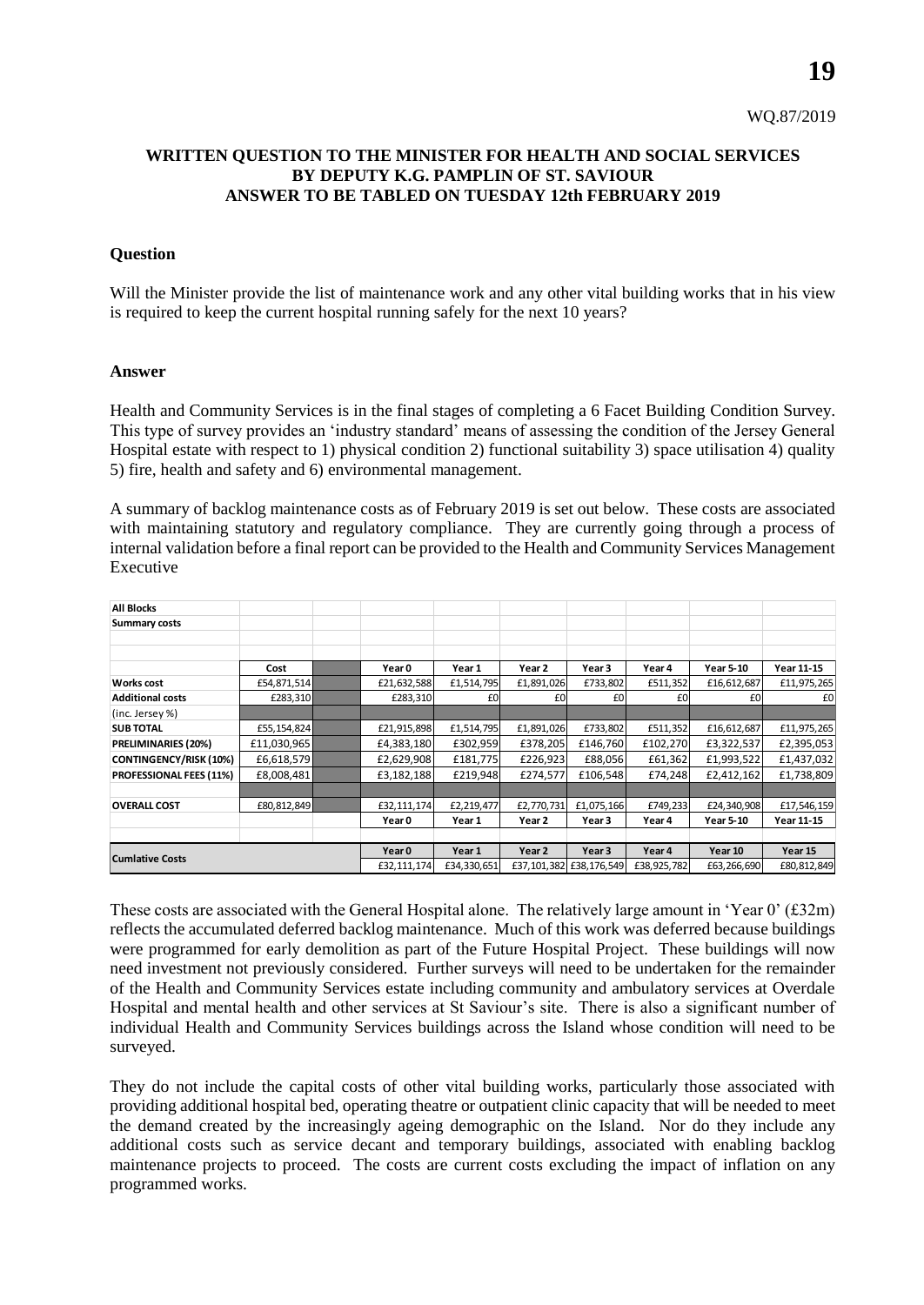WQ.87/2019

**WRITTEN QUESTION TO THE MINISTER FOR HEALTH AND SOCIAL SERVICES BY DEPUTY K.G. PAMPLIN OF ST. SAVIOUR ANSWER TO BE TABLED ON TUESDAY 12th FEBRUARY 2019**

**Question**

Will the Minister provide the list of maintenance work and any other vital building works that in his view is required to keep the current hospital running safely for the next 10 years?

**Answer**

Health and Community Services is in the final stages of completing a 6 Facet Building Condition Survey. This type of survey provides an 'industry standard' means of assessing the condition of the Jersey General Hospital estate with respect to 1) physical condition 2) functional suitability 3) space utilisation 4) quality 5) fire, health and safety and 6) environmental management.

A summary of backlog maintenance costs as of February 2019 is set out below. These costs are associated with maintaining statutory and regulatory compliance. They are currently going through a process of internal validation before a final report can be provided to the Health and Community Services Management Executive

| All Blocks | | | | | | | | | |
|---|---|---|---|---|---|---|---|---|---|
| **Summary costs** | | | | | | | | | |
| | **Cost** | | **Year 0** | **Year 1** | **Year 2** | **Year 3** | **Year 4** | **Year 5-10** | **Year 11-15** |
| **Works cost** | £54,871,514 | | £21,632,588 | £1,514,795 | £1,891,026 | £733,802 | £511,352 | £16,612,687 | £11,975,265 |
| **Additional costs** | £283,310 | | £283,310 | £0 | £0 | £0 | £0 | £0 | £0 |
| (inc. Jersey %) | | | | | | | | | |
| **SUB TOTAL** | £55,154,824 | | £21,915,898 | £1,514,795 | £1,891,026 | £733,802 | £511,352 | £16,612,687 | £11,975,265 |
| **PRELIMINARIES (20%)** | £11,030,965 | | £4,383,180 | £302,959 | £378,205 | £146,760 | £102,270 | £3,322,537 | £2,395,053 |
| **CONTINGENCY/RISK (10%)** | £6,618,579 | | £2,629,908 | £181,775 | £226,923 | £88,056 | £61,362 | £1,993,522 | £1,437,032 |
| **PROFESSIONAL FEES (11%)** | £8,008,481 | | £3,182,188 | £219,948 | £274,577 | £106,548 | £74,248 | £2,412,162 | £1,738,809 |
| **OVERALL COST** | £80,812,849 | | £32,111,174 | £2,219,477 | £2,770,731 | £1,075,166 | £749,233 | £24,340,908 | £17,546,159 |
| | | | **Year 0** | **Year 1** | **Year 2** | **Year 3** | **Year 4** | **Year 5-10** | **Year 11-15** |
| **Cumlative Costs** | | | **Year 0** | **Year 1** | **Year 2** | **Year 3** | **Year 4** | **Year 10** | **Year 15** |
| | | | £32,111,174 | £34,330,651 | £37,101,382 | £38,176,549 | £38,925,782 | £63,266,690 | £80,812,849 |

These costs are associated with the General Hospital alone. The relatively large amount in 'Year 0' (£32m) reflects the accumulated deferred backlog maintenance. Much of this work was deferred because buildings were programmed for early demolition as part of the Future Hospital Project. These buildings will now need investment not previously considered. Further surveys will need to be undertaken for the remainder of the Health and Community Services estate including community and ambulatory services at Overdale Hospital and mental health and other services at St Saviour's site. There is also a significant number of individual Health and Community Services buildings across the Island whose condition will need to be surveyed.

They do not include the capital costs of other vital building works, particularly those associated with providing additional hospital bed, operating theatre or outpatient clinic capacity that will be needed to meet the demand created by the increasingly ageing demographic on the Island. Nor do they include any additional costs such as service decant and temporary buildings, associated with enabling backlog maintenance projects to proceed. The costs are current costs excluding the impact of inflation on any programmed works.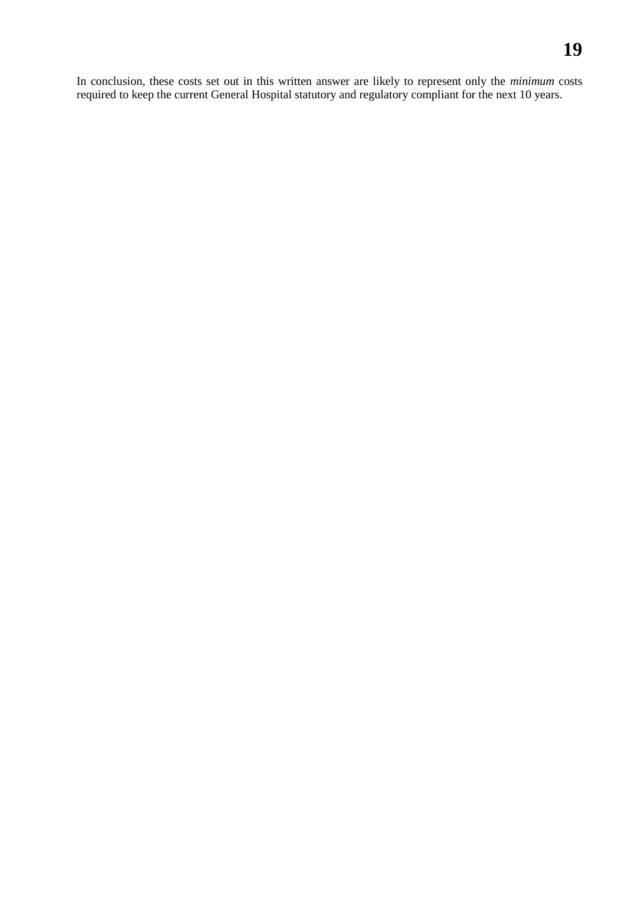In conclusion, these costs set out in this written answer are likely to represent only the *minimum* costs required to keep the current General Hospital statutory and regulatory compliant for the next 10 years.